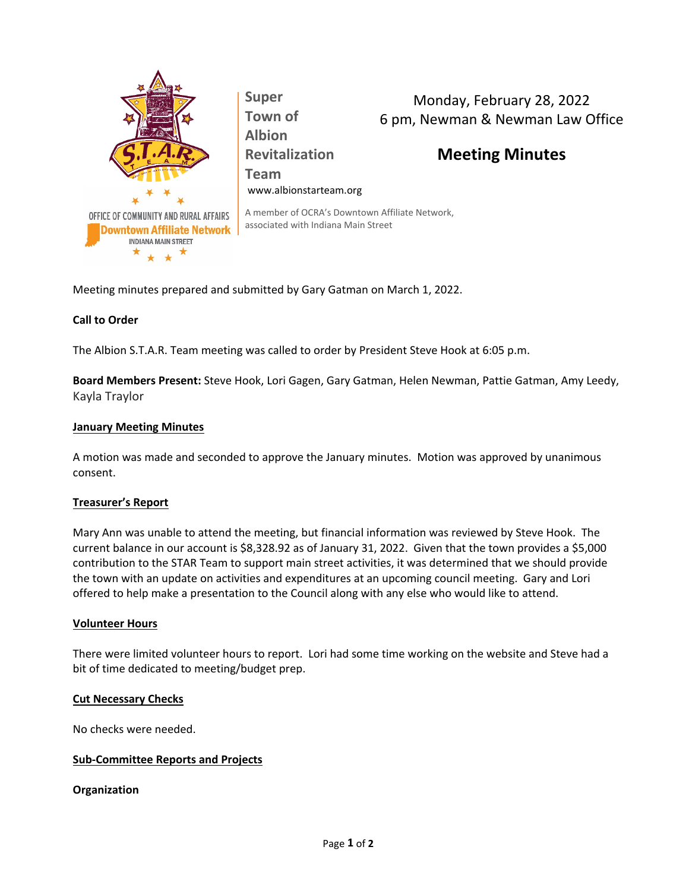**Super Town of Albion Revitalization Team**
www.albionstarteam.org

A member of OCRA's Downtown Affiliate Network, associated with Indiana Main Street

OFFICE OF COMMUNITY AND RURAL AFFAIRS
Downtown Affiliate Network
INDIANA MAIN STREET

Monday, February 28, 2022
6 pm, Newman & Newman Law Office

# Meeting Minutes

Meeting minutes prepared and submitted by Gary Gatman on March 1, 2022.

**Call to Order**

The Albion S.T.A.R. Team meeting was called to order by President Steve Hook at 6:05 p.m.

**Board Members Present:** Steve Hook, Lori Gagen, Gary Gatman, Helen Newman, Pattie Gatman, Amy Leedy, Kayla Traylor

**January Meeting Minutes**

A motion was made and seconded to approve the January minutes. Motion was approved by unanimous consent.

**Treasurer's Report**

Mary Ann was unable to attend the meeting, but financial information was reviewed by Steve Hook. The current balance in our account is $8,328.92 as of January 31, 2022. Given that the town provides a $5,000 contribution to the STAR Team to support main street activities, it was determined that we should provide the town with an update on activities and expenditures at an upcoming council meeting. Gary and Lori offered to help make a presentation to the Council along with any else who would like to attend.

**Volunteer Hours**

There were limited volunteer hours to report. Lori had some time working on the website and Steve had a bit of time dedicated to meeting/budget prep.

**Cut Necessary Checks**

No checks were needed.

**Sub-Committee Reports and Projects**

**Organization**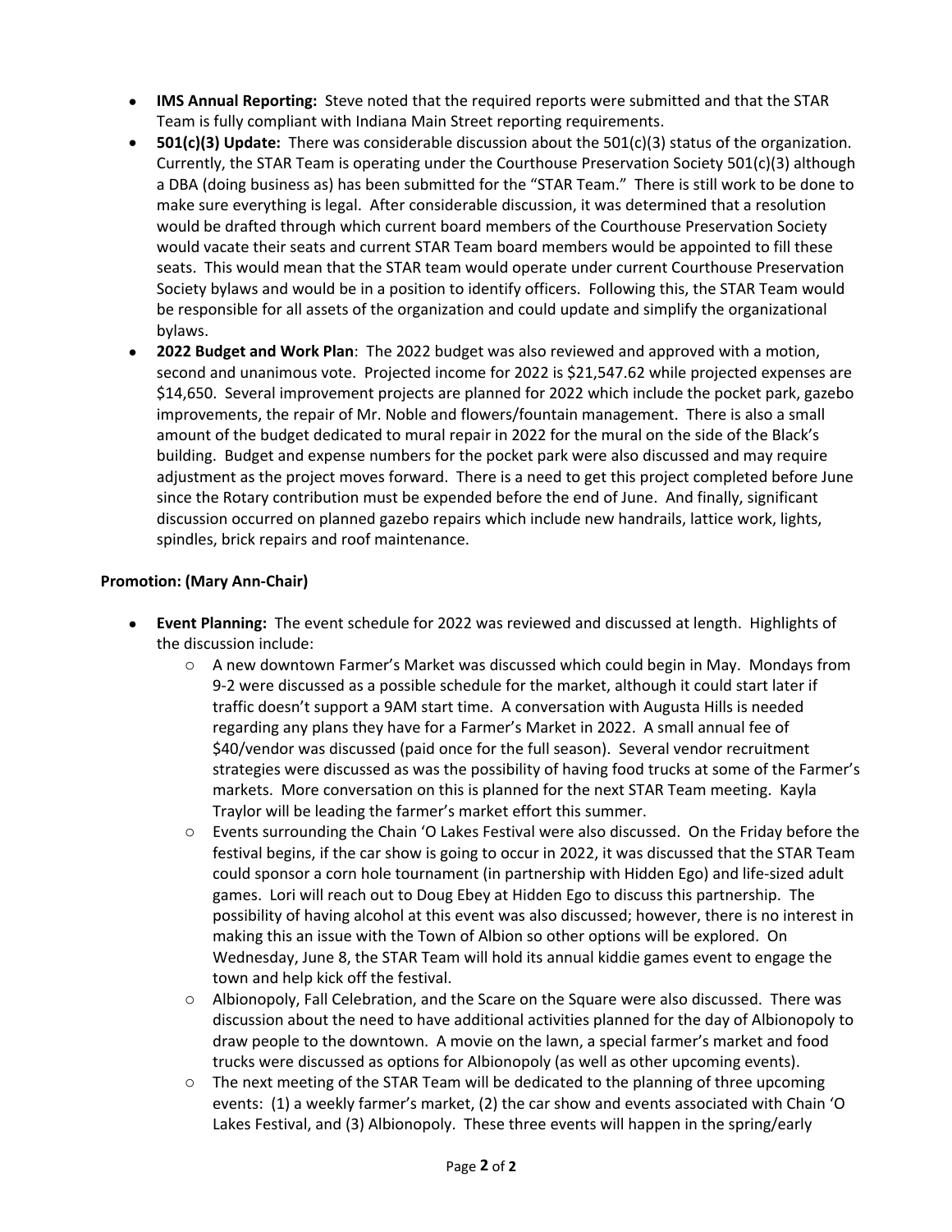- **IMS Annual Reporting:** Steve noted that the required reports were submitted and that the STAR Team is fully compliant with Indiana Main Street reporting requirements.
- **501(c)(3) Update:** There was considerable discussion about the 501(c)(3) status of the organization. Currently, the STAR Team is operating under the Courthouse Preservation Society 501(c)(3) although a DBA (doing business as) has been submitted for the "STAR Team." There is still work to be done to make sure everything is legal. After considerable discussion, it was determined that a resolution would be drafted through which current board members of the Courthouse Preservation Society would vacate their seats and current STAR Team board members would be appointed to fill these seats. This would mean that the STAR team would operate under current Courthouse Preservation Society bylaws and would be in a position to identify officers. Following this, the STAR Team would be responsible for all assets of the organization and could update and simplify the organizational bylaws.
- **2022 Budget and Work Plan**: The 2022 budget was also reviewed and approved with a motion, second and unanimous vote. Projected income for 2022 is $21,547.62 while projected expenses are $14,650. Several improvement projects are planned for 2022 which include the pocket park, gazebo improvements, the repair of Mr. Noble and flowers/fountain management. There is also a small amount of the budget dedicated to mural repair in 2022 for the mural on the side of the Black's building. Budget and expense numbers for the pocket park were also discussed and may require adjustment as the project moves forward. There is a need to get this project completed before June since the Rotary contribution must be expended before the end of June. And finally, significant discussion occurred on planned gazebo repairs which include new handrails, lattice work, lights, spindles, brick repairs and roof maintenance.

**Promotion: (Mary Ann-Chair)**

- **Event Planning:** The event schedule for 2022 was reviewed and discussed at length. Highlights of the discussion include:
  - A new downtown Farmer's Market was discussed which could begin in May. Mondays from 9-2 were discussed as a possible schedule for the market, although it could start later if traffic doesn't support a 9AM start time. A conversation with Augusta Hills is needed regarding any plans they have for a Farmer's Market in 2022. A small annual fee of $40/vendor was discussed (paid once for the full season). Several vendor recruitment strategies were discussed as was the possibility of having food trucks at some of the Farmer's markets. More conversation on this is planned for the next STAR Team meeting. Kayla Traylor will be leading the farmer's market effort this summer.
  - Events surrounding the Chain 'O Lakes Festival were also discussed. On the Friday before the festival begins, if the car show is going to occur in 2022, it was discussed that the STAR Team could sponsor a corn hole tournament (in partnership with Hidden Ego) and life-sized adult games. Lori will reach out to Doug Ebey at Hidden Ego to discuss this partnership. The possibility of having alcohol at this event was also discussed; however, there is no interest in making this an issue with the Town of Albion so other options will be explored. On Wednesday, June 8, the STAR Team will hold its annual kiddie games event to engage the town and help kick off the festival.
  - Albionopoly, Fall Celebration, and the Scare on the Square were also discussed. There was discussion about the need to have additional activities planned for the day of Albionopoly to draw people to the downtown. A movie on the lawn, a special farmer's market and food trucks were discussed as options for Albionopoly (as well as other upcoming events).
  - The next meeting of the STAR Team will be dedicated to the planning of three upcoming events: (1) a weekly farmer's market, (2) the car show and events associated with Chain 'O Lakes Festival, and (3) Albionopoly. These three events will happen in the spring/early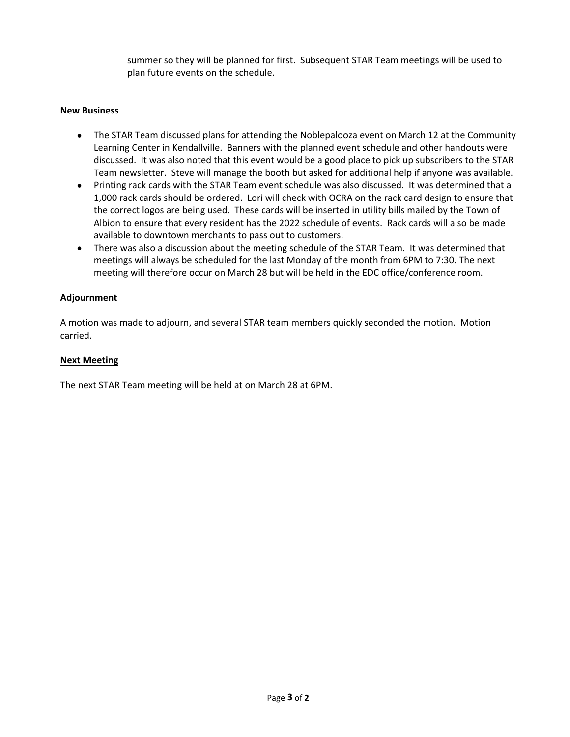summer so they will be planned for first. Subsequent STAR Team meetings will be used to plan future events on the schedule.

**New Business**

- The STAR Team discussed plans for attending the Noblepalooza event on March 12 at the Community Learning Center in Kendallville. Banners with the planned event schedule and other handouts were discussed. It was also noted that this event would be a good place to pick up subscribers to the STAR Team newsletter. Steve will manage the booth but asked for additional help if anyone was available.
- Printing rack cards with the STAR Team event schedule was also discussed. It was determined that a 1,000 rack cards should be ordered. Lori will check with OCRA on the rack card design to ensure that the correct logos are being used. These cards will be inserted in utility bills mailed by the Town of Albion to ensure that every resident has the 2022 schedule of events. Rack cards will also be made available to downtown merchants to pass out to customers.
- There was also a discussion about the meeting schedule of the STAR Team. It was determined that meetings will always be scheduled for the last Monday of the month from 6PM to 7:30. The next meeting will therefore occur on March 28 but will be held in the EDC office/conference room.

**Adjournment**

A motion was made to adjourn, and several STAR team members quickly seconded the motion. Motion carried.

**Next Meeting**

The next STAR Team meeting will be held at on March 28 at 6PM.